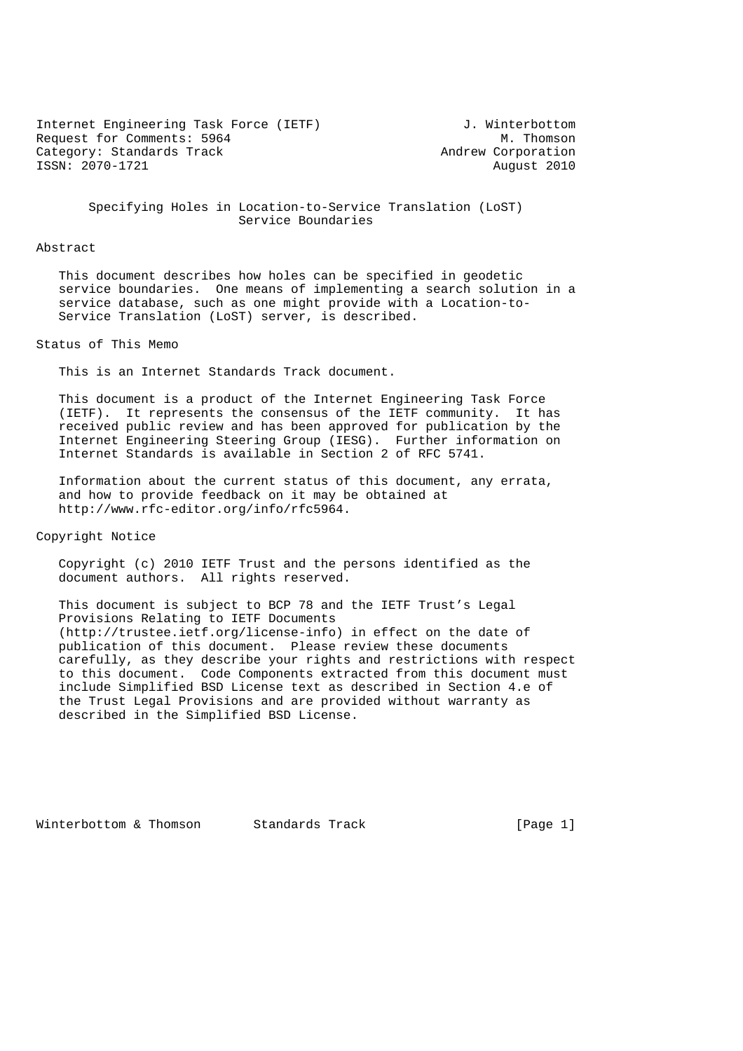Internet Engineering Task Force (IETF)  
Request for Comments: 5964  
Category: Standards Track  
ISSN: 2070-1721

J. Winterbottom  
M. Thomson  
Andrew Corporation  
August 2010

# Specifying Holes in Location-to-Service Translation (LoST) Service Boundaries

## Abstract

This document describes how holes can be specified in geodetic service boundaries. One means of implementing a search solution in a service database, such as one might provide with a Location-to-Service Translation (LoST) server, is described.

## Status of This Memo

This is an Internet Standards Track document.

This document is a product of the Internet Engineering Task Force (IETF). It represents the consensus of the IETF community. It has received public review and has been approved for publication by the Internet Engineering Steering Group (IESG). Further information on Internet Standards is available in Section 2 of RFC 5741.

Information about the current status of this document, any errata, and how to provide feedback on it may be obtained at http://www.rfc-editor.org/info/rfc5964.

## Copyright Notice

Copyright (c) 2010 IETF Trust and the persons identified as the document authors. All rights reserved.

This document is subject to BCP 78 and the IETF Trust's Legal Provisions Relating to IETF Documents (http://trustee.ietf.org/license-info) in effect on the date of publication of this document. Please review these documents carefully, as they describe your rights and restrictions with respect to this document. Code Components extracted from this document must include Simplified BSD License text as described in Section 4.e of the Trust Legal Provisions and are provided without warranty as described in the Simplified BSD License.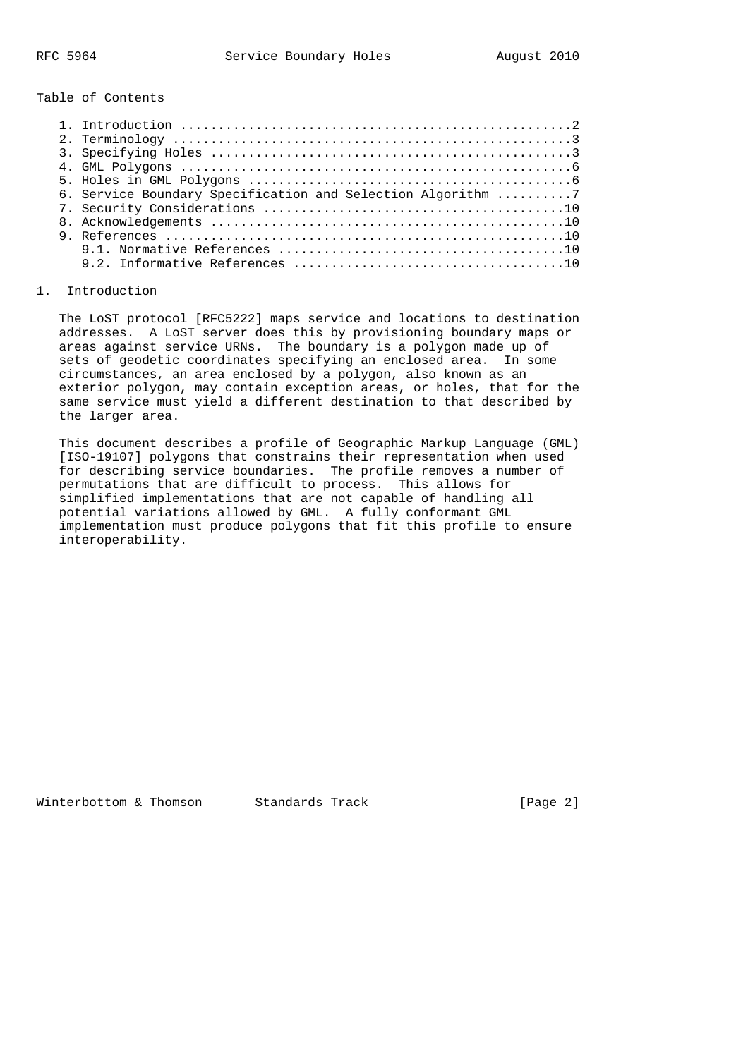Table of Contents

1. Introduction ....................................................2
2. Terminology .....................................................3
3. Specifying Holes ................................................3
4. GML Polygons ....................................................6
5. Holes in GML Polygons ...........................................6
6. Service Boundary Specification and Selection Algorithm ..........7
7. Security Considerations ........................................10
8. Acknowledgements ...............................................10
9. References .....................................................10
   9.1. Normative References ......................................10
   9.2. Informative References ....................................10

## 1. Introduction

The LoST protocol [RFC5222] maps service and locations to destination addresses. A LoST server does this by provisioning boundary maps or areas against service URNs. The boundary is a polygon made up of sets of geodetic coordinates specifying an enclosed area. In some circumstances, an area enclosed by a polygon, also known as an exterior polygon, may contain exception areas, or holes, that for the same service must yield a different destination to that described by the larger area.

This document describes a profile of Geographic Markup Language (GML) [ISO-19107] polygons that constrains their representation when used for describing service boundaries. The profile removes a number of permutations that are difficult to process. This allows for simplified implementations that are not capable of handling all potential variations allowed by GML. A fully conformant GML implementation must produce polygons that fit this profile to ensure interoperability.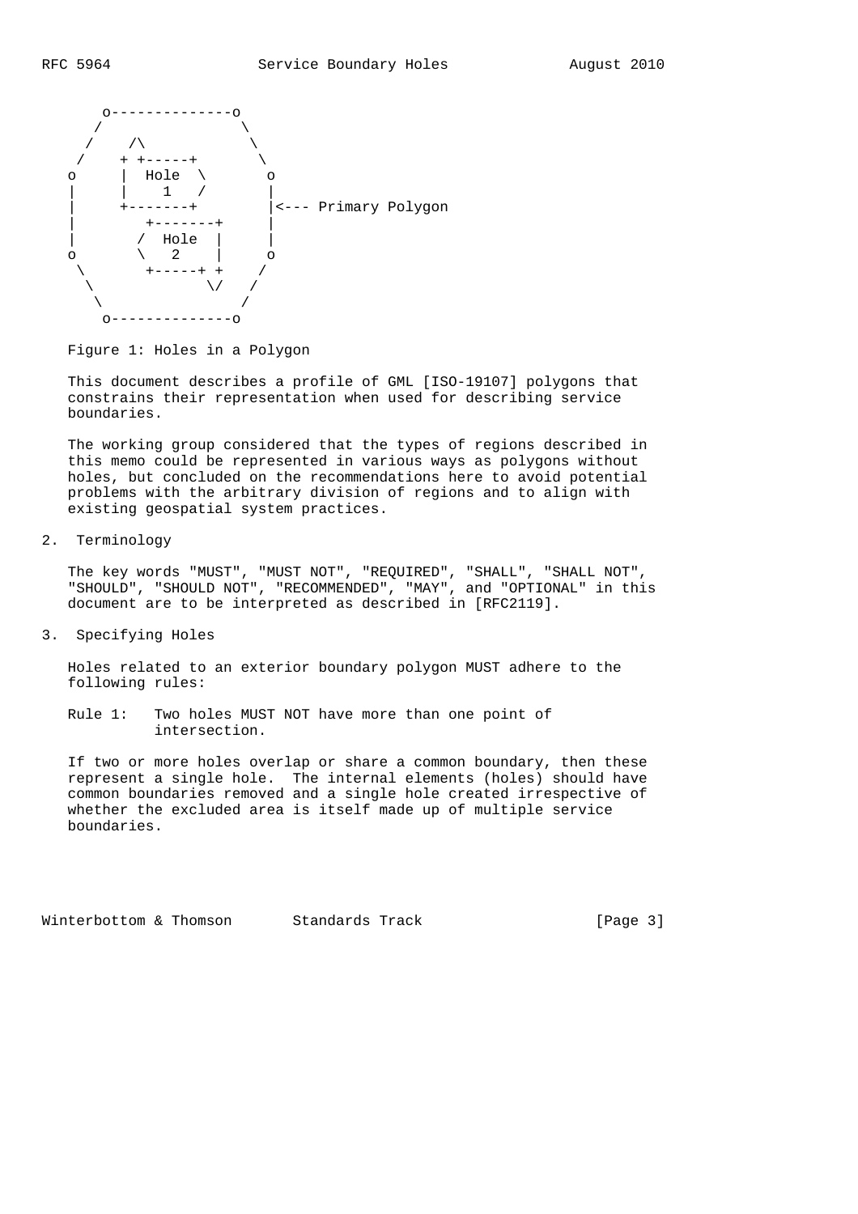```
      o--------------o
     /                \
    /    /\            \
   /    + +-----+       \
  o     |  Hole  \       o
  |     |    1   /       |
  |     +-------+        |<--- Primary Polygon
  |         +-------+    |
  |        /  Hole  |    |
  o        \   2    |    o
   \        +-----+ +   /
    \              \/  /
     \                /
      o--------------o
```

Figure 1: Holes in a Polygon

This document describes a profile of GML [ISO-19107] polygons that constrains their representation when used for describing service boundaries.

The working group considered that the types of regions described in this memo could be represented in various ways as polygons without holes, but concluded on the recommendations here to avoid potential problems with the arbitrary division of regions and to align with existing geospatial system practices.

## 2. Terminology

The key words "MUST", "MUST NOT", "REQUIRED", "SHALL", "SHALL NOT", "SHOULD", "SHOULD NOT", "RECOMMENDED", "MAY", and "OPTIONAL" in this document are to be interpreted as described in [RFC2119].

## 3. Specifying Holes

Holes related to an exterior boundary polygon MUST adhere to the following rules:

Rule 1: Two holes MUST NOT have more than one point of intersection.

If two or more holes overlap or share a common boundary, then these represent a single hole. The internal elements (holes) should have common boundaries removed and a single hole created irrespective of whether the excluded area is itself made up of multiple service boundaries.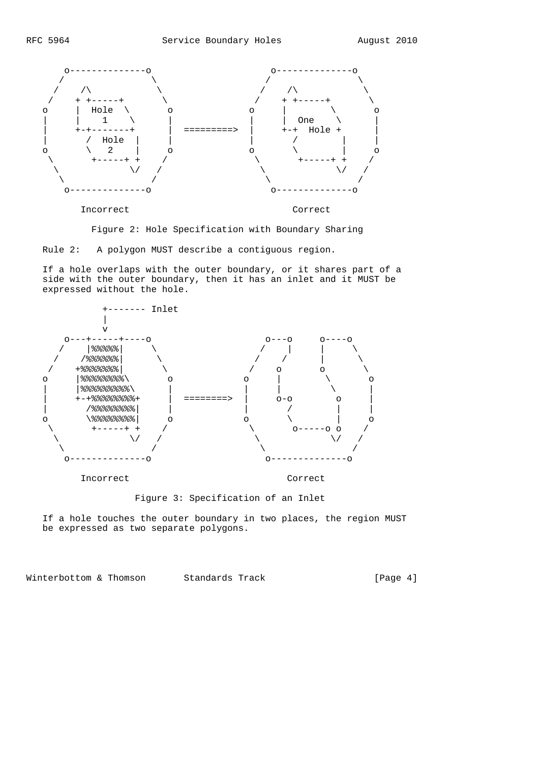```
       o--------------o                             o--------------o
      /                \                           /                \
     /    /\            \                         /    /\            \
    /    + +-----+       \                       /    + +-----+       \
   o     |  Hole  \       o                     o     |        \       o
   |     |    1    \      |                     |     |  One    \      |
   |     +-+-------+      |  =========>         |     +-+  Hole +      |
   |        /  Hole  |    |                     |        /       |     |
   o        \   2    |    o                     o        \       |     o
    \        +-----+ +    /                      \        +-----+ +    /
     \              \/   /                        \              \/   /
      \                 /                          \                 /
       o--------------o                             o--------------o

          Incorrect                                      Correct
```

Figure 2: Hole Specification with Boundary Sharing

Rule 2: A polygon MUST describe a contiguous region.

If a hole overlaps with the outer boundary, or it shares part of a side with the outer boundary, then it has an inlet and it MUST be expressed without the hole.

```
              +------- Inlet
              |
              v
       o---+-----+----o                            o---o      o----o
      /    |%%%%%|     \                          /    |      |     \
     /    /%%%%%%|      \                        /    /       |      \
    /    +%%%%%%%|       \                      /    o        o       \
   o     |%%%%%%%%\       o                    o     |         \       o
   |     |%%%%%%%%%\      |                    |     |          \      |
   |     +-+%%%%%%%%+     |  ========>         |     o-o         o     |
   |        /%%%%%%%|     |                    |        /        |     |
   o        \%%%%%%%|     o                    o        \        |     o
    \        +-----+ +    /                     \        o-----o o    /
     \              \/   /                       \              \/   /
      \                 /                         \                 /
       o--------------o                            o--------------o

          Incorrect                                      Correct
```

Figure 3: Specification of an Inlet

If a hole touches the outer boundary in two places, the region MUST be expressed as two separate polygons.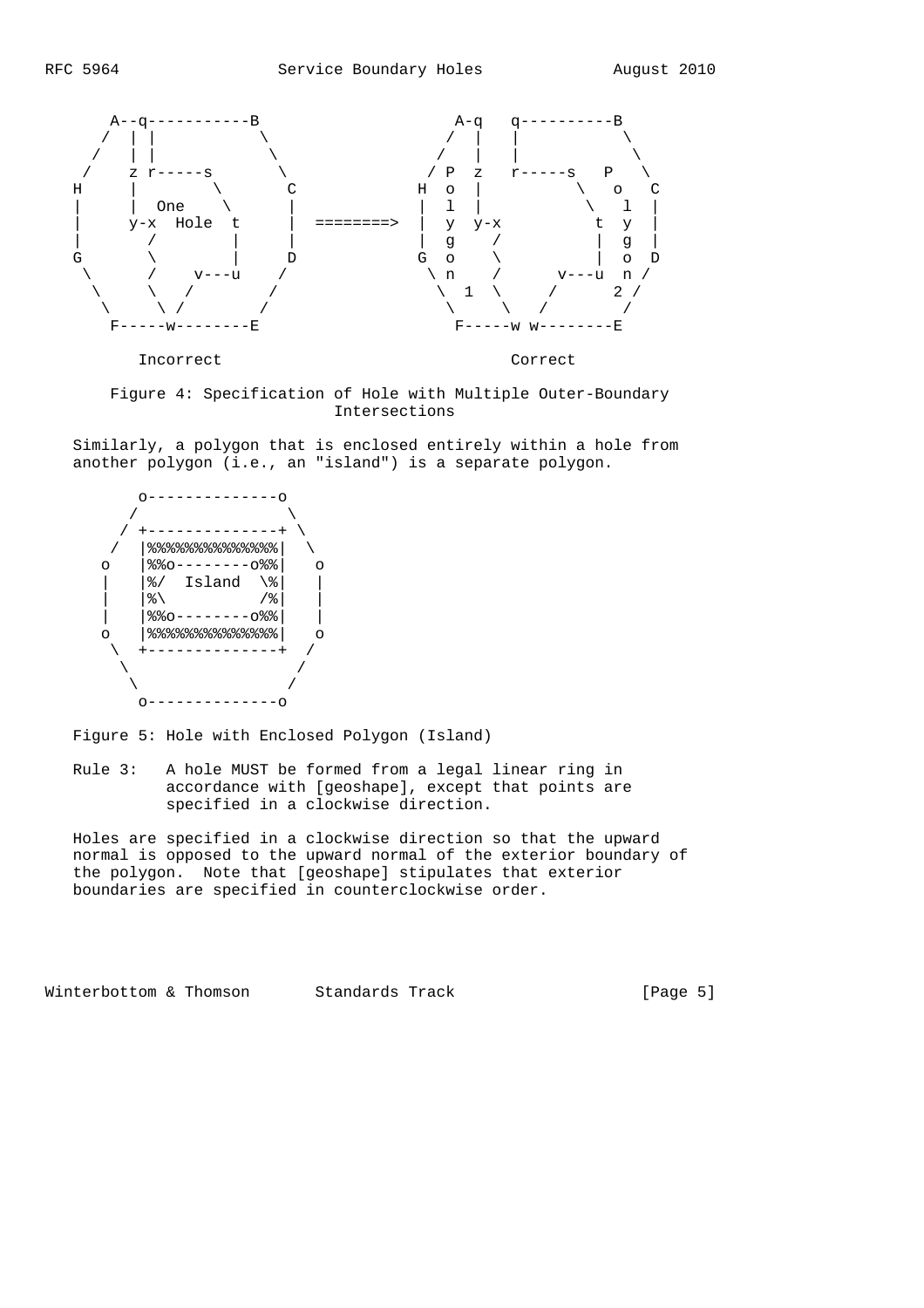```
       A--q-----------B                      A-q   q----------B
      /  | |           \                    /  |   |           \
     /   | |            \                  /   |   |            \
    /    z r-----s       \                / P  z   r-----s   P   \
   H     |        \       C              H  o  |          \   o   C
   |     |  One    \      |              |  l  |           \  l   |
   |     y-x  Hole  t     |  ========>   |  y  y-x          t  y  |
   |       /        |     |              |  g   /           |  g  |
   G       \        |     D              G  o    \          |  o  D
    \      /    v---u    /                \ n    /      v---u  n /
     \     \   /        /                  \  1  \     /      2 /
      \     \ /        /                    \     \   /        /
       F-----w--------E                      F-----w w--------E

          Incorrect                                Correct
```

Figure 4: Specification of Hole with Multiple Outer-Boundary Intersections

Similarly, a polygon that is enclosed entirely within a hole from another polygon (i.e., an "island") is a separate polygon.

```
          o--------------o
         /                \
        / +--------------+ \
       /  |%%%%%%%%%%%%%%|  \
      o   |%%o--------o%%|   o
      |   |%/  Island  \%|   |
      |   |%\          /%|   |
      |   |%%o--------o%%|   |
      o   |%%%%%%%%%%%%%%|   o
       \  +--------------+  /
        \                  /
         \                /
          o--------------o
```

Figure 5: Hole with Enclosed Polygon (Island)

Rule 3: A hole MUST be formed from a legal linear ring in accordance with [geoshape], except that points are specified in a clockwise direction.

Holes are specified in a clockwise direction so that the upward normal is opposed to the upward normal of the exterior boundary of the polygon. Note that [geoshape] stipulates that exterior boundaries are specified in counterclockwise order.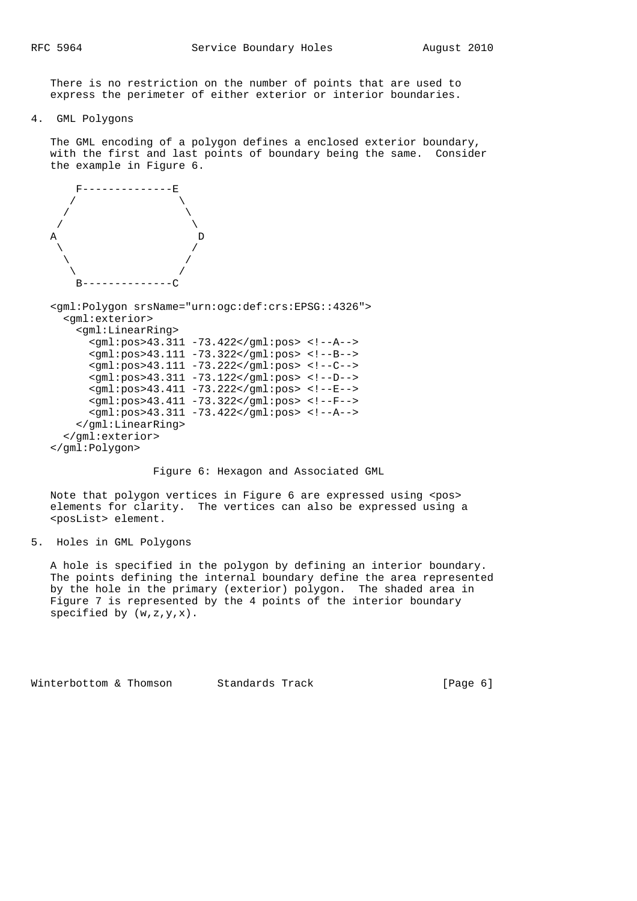There is no restriction on the number of points that are used to express the perimeter of either exterior or interior boundaries.

## 4. GML Polygons

The GML encoding of a polygon defines a enclosed exterior boundary, with the first and last points of boundary being the same. Consider the example in Figure 6.

```
      F--------------E
     /                \
    /                  \
   /                    \
  A                      D
   \                    /
    \                  /
     \                /
      B--------------C

<gml:Polygon srsName="urn:ogc:def:crs:EPSG::4326">
  <gml:exterior>
    <gml:LinearRing>
      <gml:pos>43.311 -73.422</gml:pos> <!--A-->
      <gml:pos>43.111 -73.322</gml:pos> <!--B-->
      <gml:pos>43.111 -73.222</gml:pos> <!--C-->
      <gml:pos>43.311 -73.122</gml:pos> <!--D-->
      <gml:pos>43.411 -73.222</gml:pos> <!--E-->
      <gml:pos>43.411 -73.322</gml:pos> <!--F-->
      <gml:pos>43.311 -73.422</gml:pos> <!--A-->
    </gml:LinearRing>
  </gml:exterior>
</gml:Polygon>
```

Figure 6: Hexagon and Associated GML

Note that polygon vertices in Figure 6 are expressed using <pos> elements for clarity. The vertices can also be expressed using a <posList> element.

## 5. Holes in GML Polygons

A hole is specified in the polygon by defining an interior boundary. The points defining the internal boundary define the area represented by the hole in the primary (exterior) polygon. The shaded area in Figure 7 is represented by the 4 points of the interior boundary specified by (w,z,y,x).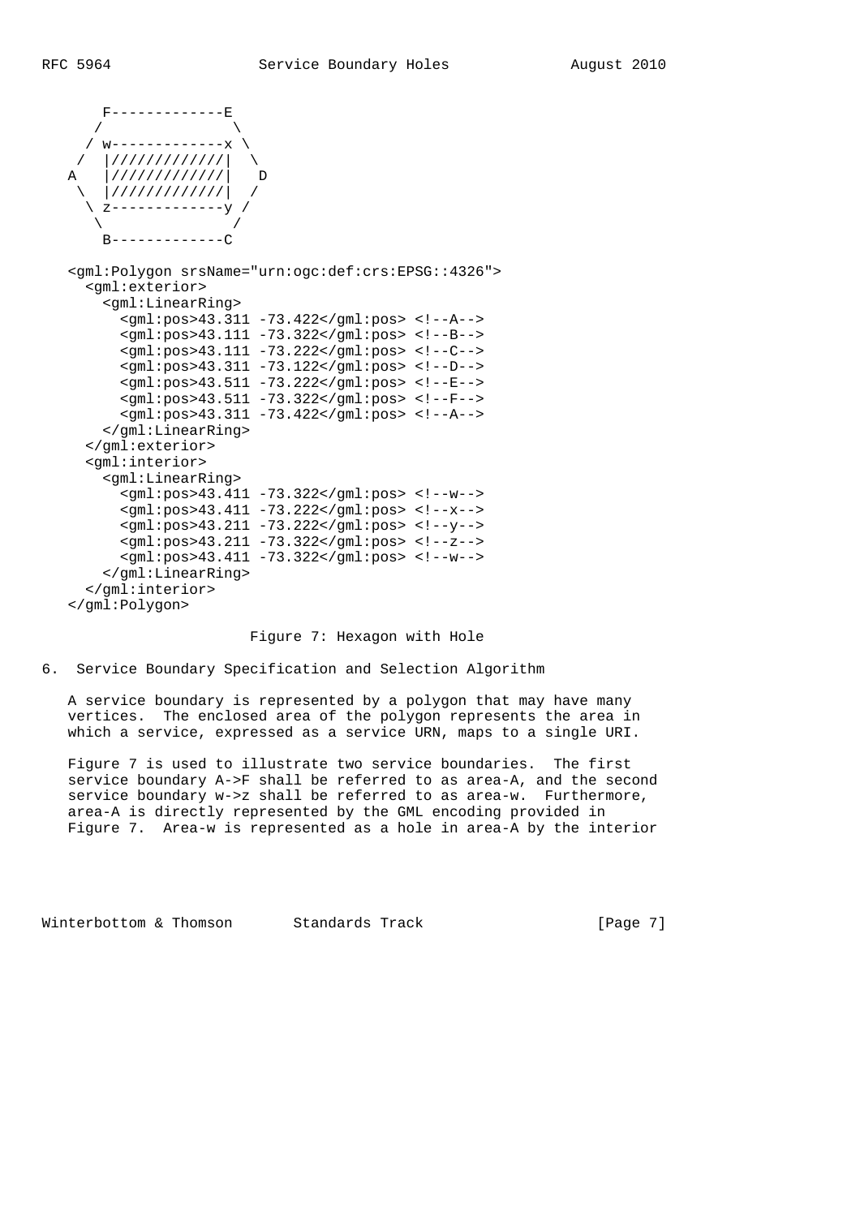```
       F-------------E
      /               \
     / w-------------x \
    /  |/////////////|  \
   A   |/////////////|   D
    \  |/////////////|  /
     \ z-------------y /
      \               /
       B-------------C

   <gml:Polygon srsName="urn:ogc:def:crs:EPSG::4326">
     <gml:exterior>
       <gml:LinearRing>
         <gml:pos>43.311 -73.422</gml:pos> <!--A-->
         <gml:pos>43.111 -73.322</gml:pos> <!--B-->
         <gml:pos>43.111 -73.222</gml:pos> <!--C-->
         <gml:pos>43.311 -73.122</gml:pos> <!--D-->
         <gml:pos>43.511 -73.222</gml:pos> <!--E-->
         <gml:pos>43.511 -73.322</gml:pos> <!--F-->
         <gml:pos>43.311 -73.422</gml:pos> <!--A-->
       </gml:LinearRing>
     </gml:exterior>
     <gml:interior>
       <gml:LinearRing>
         <gml:pos>43.411 -73.322</gml:pos> <!--w-->
         <gml:pos>43.411 -73.222</gml:pos> <!--x-->
         <gml:pos>43.211 -73.222</gml:pos> <!--y-->
         <gml:pos>43.211 -73.322</gml:pos> <!--z-->
         <gml:pos>43.411 -73.322</gml:pos> <!--w-->
       </gml:LinearRing>
     </gml:interior>
   </gml:Polygon>
```

Figure 7: Hexagon with Hole

## 6. Service Boundary Specification and Selection Algorithm

A service boundary is represented by a polygon that may have many vertices. The enclosed area of the polygon represents the area in which a service, expressed as a service URN, maps to a single URI.

Figure 7 is used to illustrate two service boundaries. The first service boundary A->F shall be referred to as area-A, and the second service boundary w->z shall be referred to as area-w. Furthermore, area-A is directly represented by the GML encoding provided in Figure 7. Area-w is represented as a hole in area-A by the interior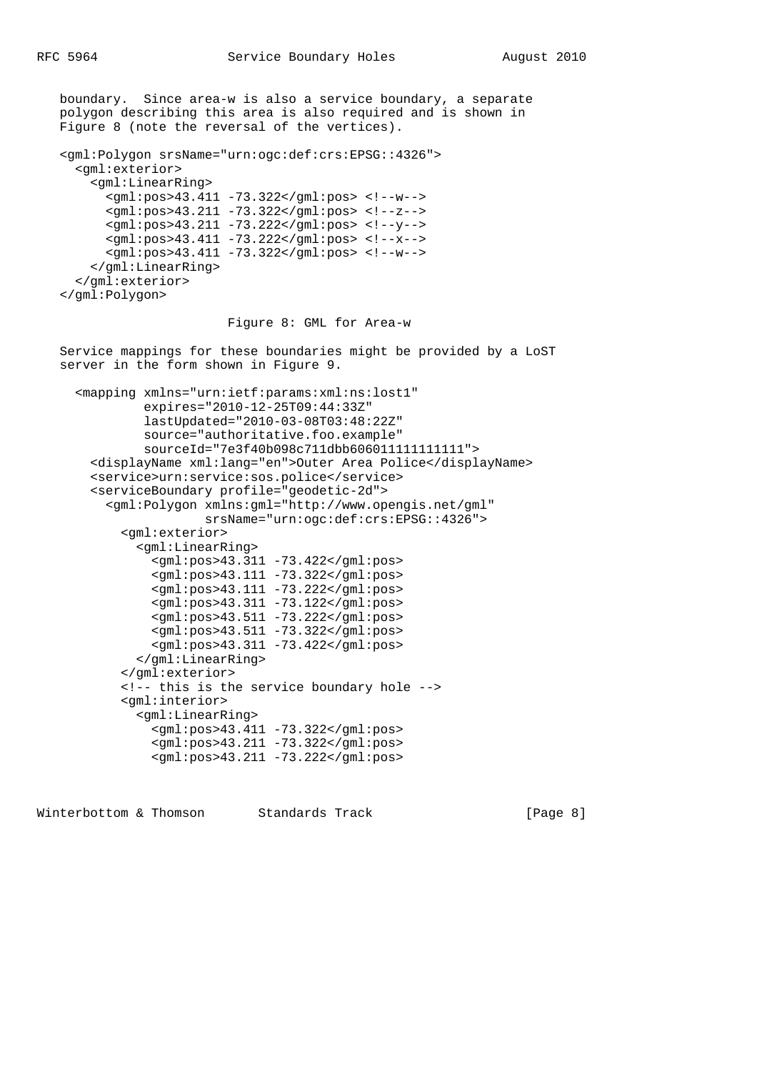boundary. Since area-w is also a service boundary, a separate polygon describing this area is also required and is shown in Figure 8 (note the reversal of the vertices).

```
<gml:Polygon srsName="urn:ogc:def:crs:EPSG::4326">
  <gml:exterior>
    <gml:LinearRing>
      <gml:pos>43.411 -73.322</gml:pos> <!--w-->
      <gml:pos>43.211 -73.322</gml:pos> <!--z-->
      <gml:pos>43.211 -73.222</gml:pos> <!--y-->
      <gml:pos>43.411 -73.222</gml:pos> <!--x-->
      <gml:pos>43.411 -73.322</gml:pos> <!--w-->
    </gml:LinearRing>
  </gml:exterior>
</gml:Polygon>
```

Figure 8: GML for Area-w

Service mappings for these boundaries might be provided by a LoST server in the form shown in Figure 9.

```
<mapping xmlns="urn:ietf:params:xml:ns:lost1"
         expires="2010-12-25T09:44:33Z"
         lastUpdated="2010-03-08T03:48:22Z"
         source="authoritative.foo.example"
         sourceId="7e3f40b098c711dbb606011111111111">
  <displayName xml:lang="en">Outer Area Police</displayName>
  <service>urn:service:sos.police</service>
  <serviceBoundary profile="geodetic-2d">
    <gml:Polygon xmlns:gml="http://www.opengis.net/gml"
                 srsName="urn:ogc:def:crs:EPSG::4326">
      <gml:exterior>
        <gml:LinearRing>
          <gml:pos>43.311 -73.422</gml:pos>
          <gml:pos>43.111 -73.322</gml:pos>
          <gml:pos>43.111 -73.222</gml:pos>
          <gml:pos>43.311 -73.122</gml:pos>
          <gml:pos>43.511 -73.222</gml:pos>
          <gml:pos>43.511 -73.322</gml:pos>
          <gml:pos>43.311 -73.422</gml:pos>
        </gml:LinearRing>
      </gml:exterior>
      <!-- this is the service boundary hole -->
      <gml:interior>
        <gml:LinearRing>
          <gml:pos>43.411 -73.322</gml:pos>
          <gml:pos>43.211 -73.322</gml:pos>
          <gml:pos>43.211 -73.222</gml:pos>
```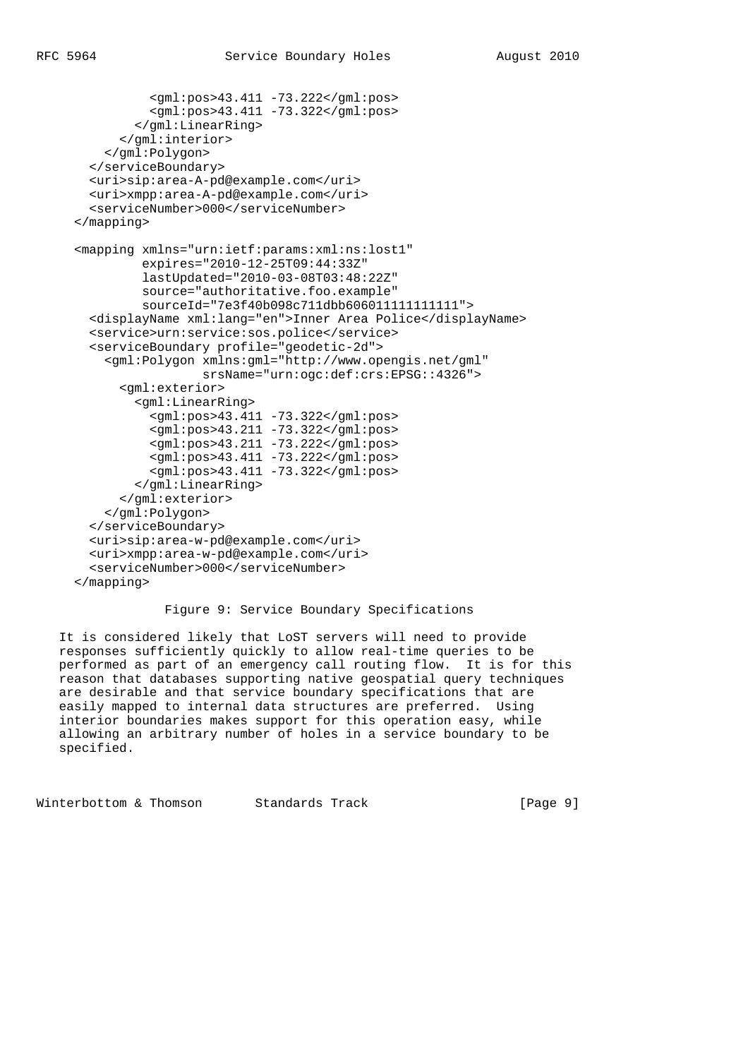```
            <gml:pos>43.411 -73.222</gml:pos>
            <gml:pos>43.411 -73.322</gml:pos>
          </gml:LinearRing>
        </gml:interior>
      </gml:Polygon>
    </serviceBoundary>
    <uri>sip:area-A-pd@example.com</uri>
    <uri>xmpp:area-A-pd@example.com</uri>
    <serviceNumber>000</serviceNumber>
  </mapping>

  <mapping xmlns="urn:ietf:params:xml:ns:lost1"
           expires="2010-12-25T09:44:33Z"
           lastUpdated="2010-03-08T03:48:22Z"
           source="authoritative.foo.example"
           sourceId="7e3f40b098c711dbb606011111111111">
    <displayName xml:lang="en">Inner Area Police</displayName>
    <service>urn:service:sos.police</service>
    <serviceBoundary profile="geodetic-2d">
      <gml:Polygon xmlns:gml="http://www.opengis.net/gml"
                   srsName="urn:ogc:def:crs:EPSG::4326">
        <gml:exterior>
          <gml:LinearRing>
            <gml:pos>43.411 -73.322</gml:pos>
            <gml:pos>43.211 -73.322</gml:pos>
            <gml:pos>43.211 -73.222</gml:pos>
            <gml:pos>43.411 -73.222</gml:pos>
            <gml:pos>43.411 -73.322</gml:pos>
          </gml:LinearRing>
        </gml:exterior>
      </gml:Polygon>
    </serviceBoundary>
    <uri>sip:area-w-pd@example.com</uri>
    <uri>xmpp:area-w-pd@example.com</uri>
    <serviceNumber>000</serviceNumber>
  </mapping>
```

Figure 9: Service Boundary Specifications

It is considered likely that LoST servers will need to provide responses sufficiently quickly to allow real-time queries to be performed as part of an emergency call routing flow. It is for this reason that databases supporting native geospatial query techniques are desirable and that service boundary specifications that are easily mapped to internal data structures are preferred. Using interior boundaries makes support for this operation easy, while allowing an arbitrary number of holes in a service boundary to be specified.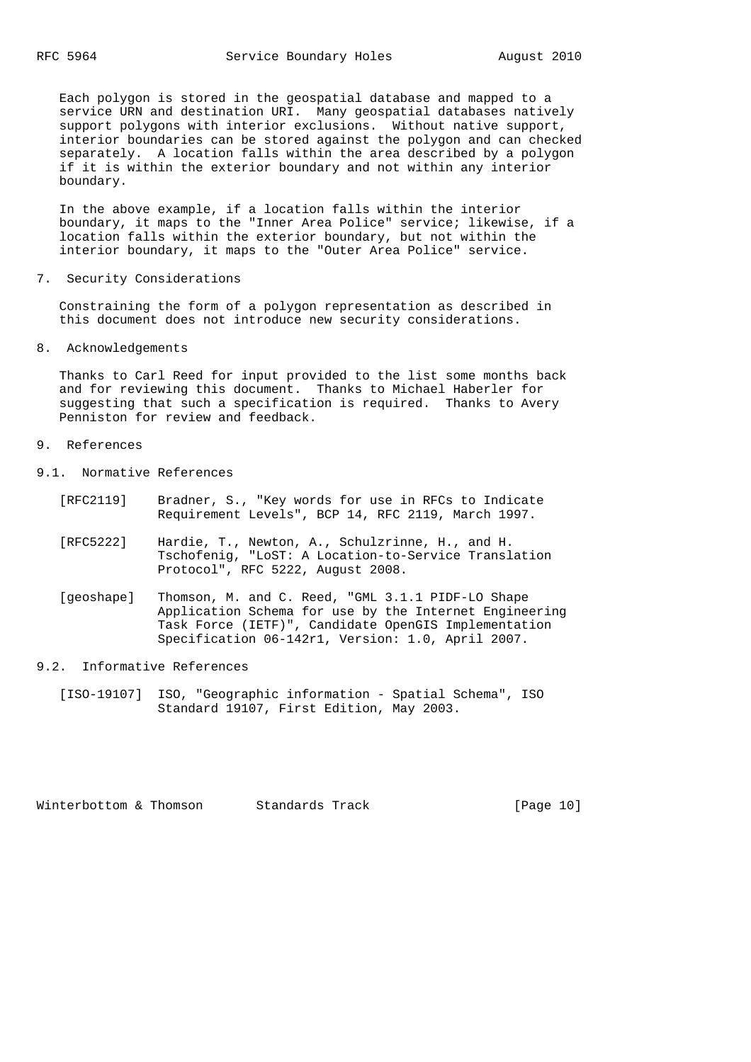Each polygon is stored in the geospatial database and mapped to a service URN and destination URI. Many geospatial databases natively support polygons with interior exclusions. Without native support, interior boundaries can be stored against the polygon and can checked separately. A location falls within the area described by a polygon if it is within the exterior boundary and not within any interior boundary.

In the above example, if a location falls within the interior boundary, it maps to the "Inner Area Police" service; likewise, if a location falls within the exterior boundary, but not within the interior boundary, it maps to the "Outer Area Police" service.

## 7. Security Considerations

Constraining the form of a polygon representation as described in this document does not introduce new security considerations.

## 8. Acknowledgements

Thanks to Carl Reed for input provided to the list some months back and for reviewing this document. Thanks to Michael Haberler for suggesting that such a specification is required. Thanks to Avery Penniston for review and feedback.

## 9. References

### 9.1. Normative References

[RFC2119] Bradner, S., "Key words for use in RFCs to Indicate Requirement Levels", BCP 14, RFC 2119, March 1997.

[RFC5222] Hardie, T., Newton, A., Schulzrinne, H., and H. Tschofenig, "LoST: A Location-to-Service Translation Protocol", RFC 5222, August 2008.

[geoshape] Thomson, M. and C. Reed, "GML 3.1.1 PIDF-LO Shape Application Schema for use by the Internet Engineering Task Force (IETF)", Candidate OpenGIS Implementation Specification 06-142r1, Version: 1.0, April 2007.

### 9.2. Informative References

[ISO-19107] ISO, "Geographic information - Spatial Schema", ISO Standard 19107, First Edition, May 2003.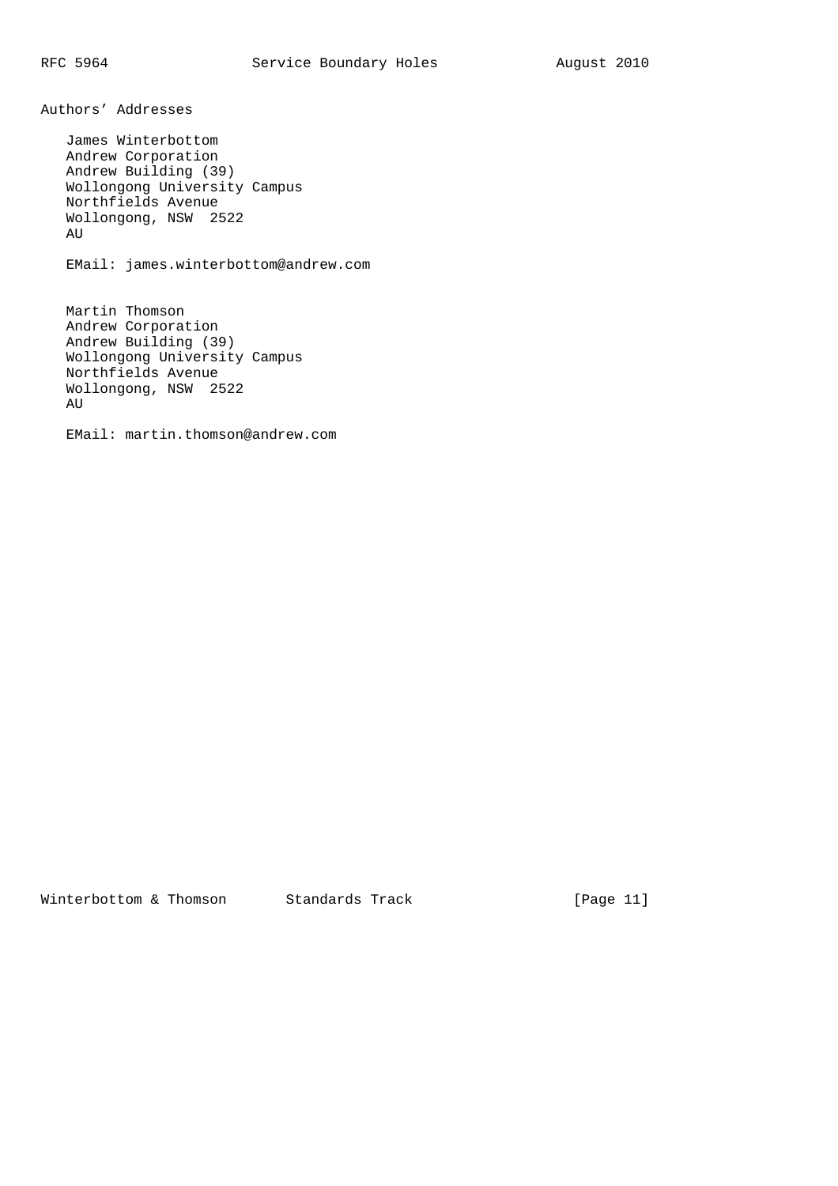## Authors' Addresses

James Winterbottom
Andrew Corporation
Andrew Building (39)
Wollongong University Campus
Northfields Avenue
Wollongong, NSW  2522
AU

EMail: james.winterbottom@andrew.com

Martin Thomson
Andrew Corporation
Andrew Building (39)
Wollongong University Campus
Northfields Avenue
Wollongong, NSW  2522
AU

EMail: martin.thomson@andrew.com